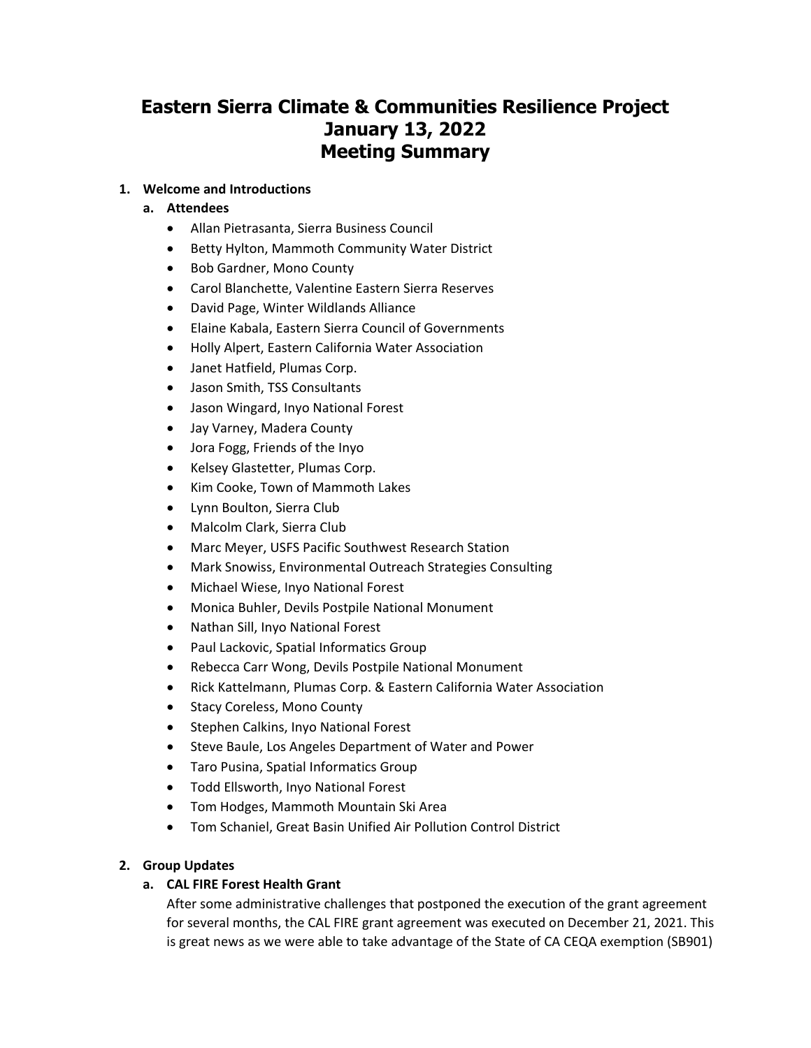# Eastern Sierra Climate & Communities Resilience Project
# January 13, 2022
# Meeting Summary

1. **Welcome and Introductions**
   a. **Attendees**
      - Allan Pietrasanta, Sierra Business Council
      - Betty Hylton, Mammoth Community Water District
      - Bob Gardner, Mono County
      - Carol Blanchette, Valentine Eastern Sierra Reserves
      - David Page, Winter Wildlands Alliance
      - Elaine Kabala, Eastern Sierra Council of Governments
      - Holly Alpert, Eastern California Water Association
      - Janet Hatfield, Plumas Corp.
      - Jason Smith, TSS Consultants
      - Jason Wingard, Inyo National Forest
      - Jay Varney, Madera County
      - Jora Fogg, Friends of the Inyo
      - Kelsey Glastetter, Plumas Corp.
      - Kim Cooke, Town of Mammoth Lakes
      - Lynn Boulton, Sierra Club
      - Malcolm Clark, Sierra Club
      - Marc Meyer, USFS Pacific Southwest Research Station
      - Mark Snowiss, Environmental Outreach Strategies Consulting
      - Michael Wiese, Inyo National Forest
      - Monica Buhler, Devils Postpile National Monument
      - Nathan Sill, Inyo National Forest
      - Paul Lackovic, Spatial Informatics Group
      - Rebecca Carr Wong, Devils Postpile National Monument
      - Rick Kattelmann, Plumas Corp. & Eastern California Water Association
      - Stacy Coreless, Mono County
      - Stephen Calkins, Inyo National Forest
      - Steve Baule, Los Angeles Department of Water and Power
      - Taro Pusina, Spatial Informatics Group
      - Todd Ellsworth, Inyo National Forest
      - Tom Hodges, Mammoth Mountain Ski Area
      - Tom Schaniel, Great Basin Unified Air Pollution Control District

2. **Group Updates**
   a. **CAL FIRE Forest Health Grant**

      After some administrative challenges that postponed the execution of the grant agreement for several months, the CAL FIRE grant agreement was executed on December 21, 2021. This is great news as we were able to take advantage of the State of CA CEQA exemption (SB901)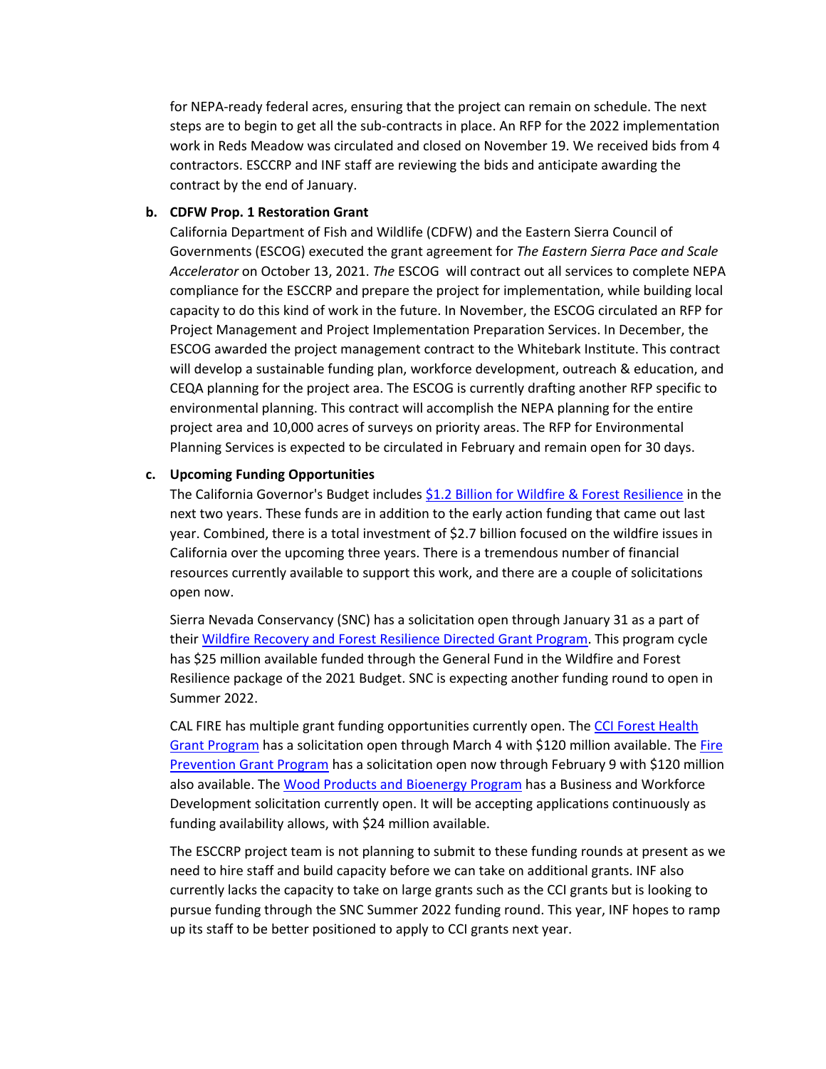for NEPA-ready federal acres, ensuring that the project can remain on schedule. The next steps are to begin to get all the sub-contracts in place. An RFP for the 2022 implementation work in Reds Meadow was circulated and closed on November 19. We received bids from 4 contractors. ESCCRP and INF staff are reviewing the bids and anticipate awarding the contract by the end of January.

**b. CDFW Prop. 1 Restoration Grant**

California Department of Fish and Wildlife (CDFW) and the Eastern Sierra Council of Governments (ESCOG) executed the grant agreement for *The Eastern Sierra Pace and Scale Accelerator* on October 13, 2021. *The* ESCOG will contract out all services to complete NEPA compliance for the ESCCRP and prepare the project for implementation, while building local capacity to do this kind of work in the future. In November, the ESCOG circulated an RFP for Project Management and Project Implementation Preparation Services. In December, the ESCOG awarded the project management contract to the Whitebark Institute. This contract will develop a sustainable funding plan, workforce development, outreach & education, and CEQA planning for the project area. The ESCOG is currently drafting another RFP specific to environmental planning. This contract will accomplish the NEPA planning for the entire project area and 10,000 acres of surveys on priority areas. The RFP for Environmental Planning Services is expected to be circulated in February and remain open for 30 days.

**c. Upcoming Funding Opportunities**

The California Governor's Budget includes [$1.2 Billion for Wildfire & Forest Resilience] in the next two years. These funds are in addition to the early action funding that came out last year. Combined, there is a total investment of $2.7 billion focused on the wildfire issues in California over the upcoming three years. There is a tremendous number of financial resources currently available to support this work, and there are a couple of solicitations open now.

Sierra Nevada Conservancy (SNC) has a solicitation open through January 31 as a part of their [Wildfire Recovery and Forest Resilience Directed Grant Program]. This program cycle has $25 million available funded through the General Fund in the Wildfire and Forest Resilience package of the 2021 Budget. SNC is expecting another funding round to open in Summer 2022.

CAL FIRE has multiple grant funding opportunities currently open. The [CCI Forest Health Grant Program] has a solicitation open through March 4 with $120 million available. The [Fire Prevention Grant Program] has a solicitation open now through February 9 with $120 million also available. The [Wood Products and Bioenergy Program] has a Business and Workforce Development solicitation currently open. It will be accepting applications continuously as funding availability allows, with $24 million available.

The ESCCRP project team is not planning to submit to these funding rounds at present as we need to hire staff and build capacity before we can take on additional grants. INF also currently lacks the capacity to take on large grants such as the CCI grants but is looking to pursue funding through the SNC Summer 2022 funding round. This year, INF hopes to ramp up its staff to be better positioned to apply to CCI grants next year.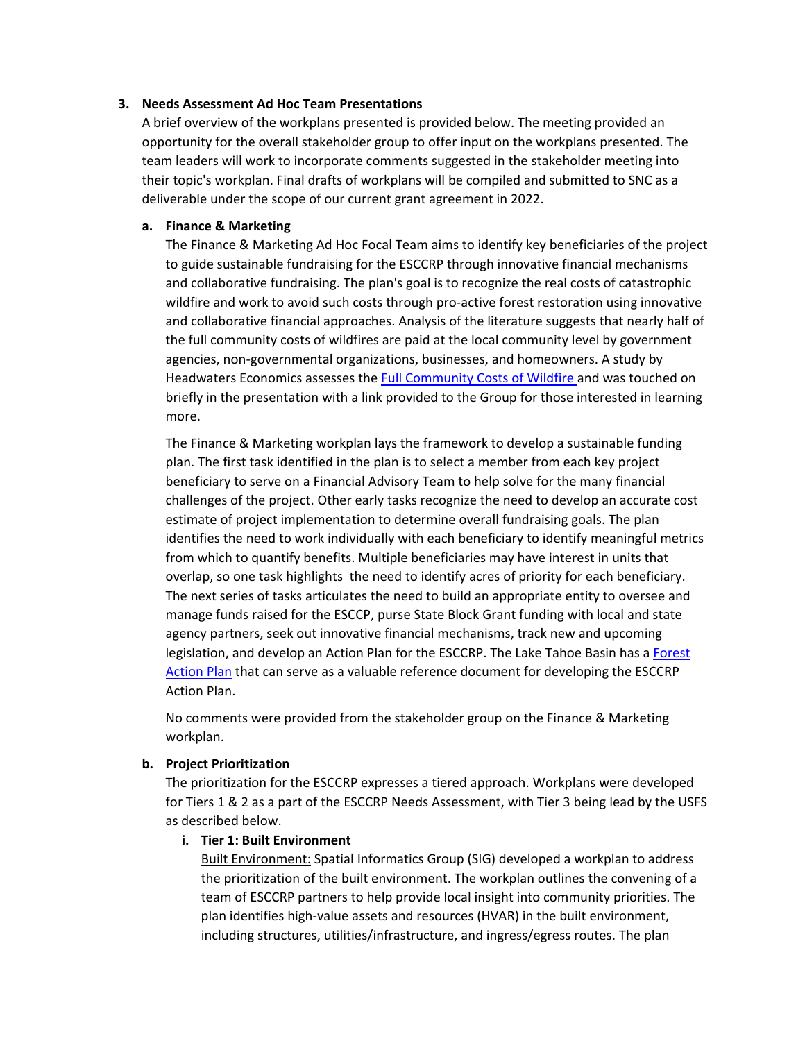3. **Needs Assessment Ad Hoc Team Presentations**

A brief overview of the workplans presented is provided below. The meeting provided an opportunity for the overall stakeholder group to offer input on the workplans presented. The team leaders will work to incorporate comments suggested in the stakeholder meeting into their topic's workplan. Final drafts of workplans will be compiled and submitted to SNC as a deliverable under the scope of our current grant agreement in 2022.

a. **Finance & Marketing**

The Finance & Marketing Ad Hoc Focal Team aims to identify key beneficiaries of the project to guide sustainable fundraising for the ESCCRP through innovative financial mechanisms and collaborative fundraising. The plan's goal is to recognize the real costs of catastrophic wildfire and work to avoid such costs through pro-active forest restoration using innovative and collaborative financial approaches. Analysis of the literature suggests that nearly half of the full community costs of wildfires are paid at the local community level by government agencies, non-governmental organizations, businesses, and homeowners. A study by Headwaters Economics assesses the Full Community Costs of Wildfire and was touched on briefly in the presentation with a link provided to the Group for those interested in learning more.

The Finance & Marketing workplan lays the framework to develop a sustainable funding plan. The first task identified in the plan is to select a member from each key project beneficiary to serve on a Financial Advisory Team to help solve for the many financial challenges of the project. Other early tasks recognize the need to develop an accurate cost estimate of project implementation to determine overall fundraising goals. The plan identifies the need to work individually with each beneficiary to identify meaningful metrics from which to quantify benefits. Multiple beneficiaries may have interest in units that overlap, so one task highlights the need to identify acres of priority for each beneficiary. The next series of tasks articulates the need to build an appropriate entity to oversee and manage funds raised for the ESCCP, purse State Block Grant funding with local and state agency partners, seek out innovative financial mechanisms, track new and upcoming legislation, and develop an Action Plan for the ESCCRP. The Lake Tahoe Basin has a Forest Action Plan that can serve as a valuable reference document for developing the ESCCRP Action Plan.

No comments were provided from the stakeholder group on the Finance & Marketing workplan.

b. **Project Prioritization**

The prioritization for the ESCCRP expresses a tiered approach. Workplans were developed for Tiers 1 & 2 as a part of the ESCCRP Needs Assessment, with Tier 3 being lead by the USFS as described below.

i. **Tier 1: Built Environment**

Built Environment: Spatial Informatics Group (SIG) developed a workplan to address the prioritization of the built environment. The workplan outlines the convening of a team of ESCCRP partners to help provide local insight into community priorities. The plan identifies high-value assets and resources (HVAR) in the built environment, including structures, utilities/infrastructure, and ingress/egress routes. The plan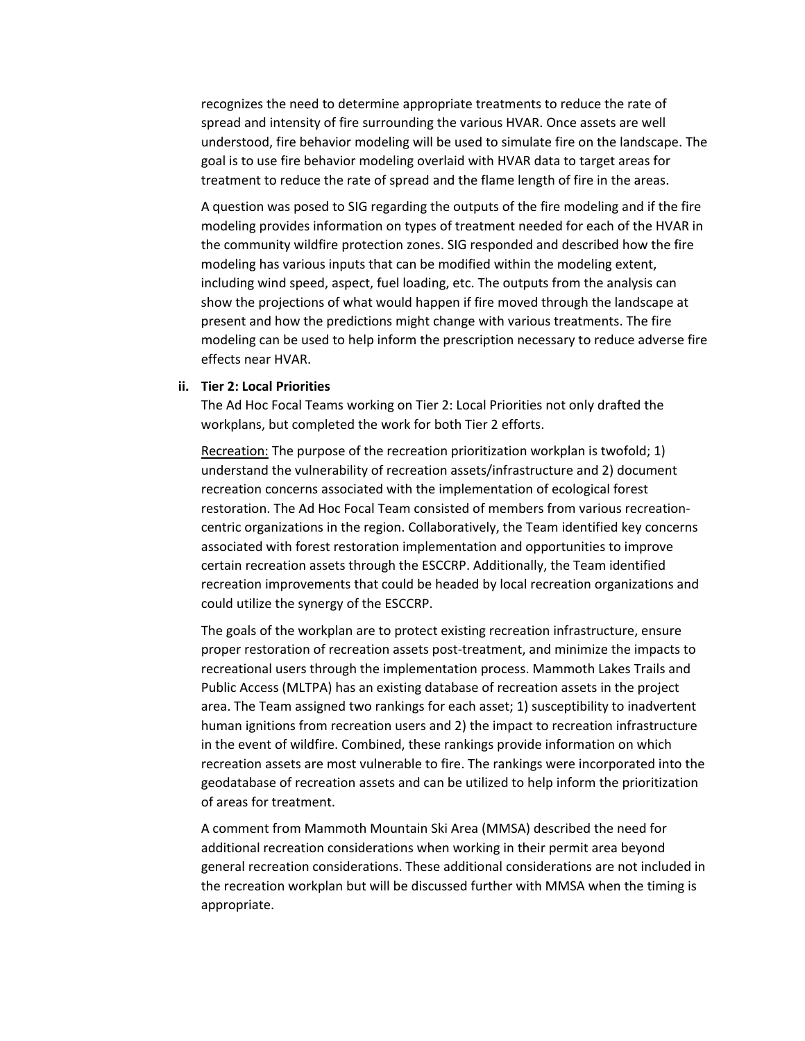recognizes the need to determine appropriate treatments to reduce the rate of spread and intensity of fire surrounding the various HVAR. Once assets are well understood, fire behavior modeling will be used to simulate fire on the landscape. The goal is to use fire behavior modeling overlaid with HVAR data to target areas for treatment to reduce the rate of spread and the flame length of fire in the areas.

A question was posed to SIG regarding the outputs of the fire modeling and if the fire modeling provides information on types of treatment needed for each of the HVAR in the community wildfire protection zones. SIG responded and described how the fire modeling has various inputs that can be modified within the modeling extent, including wind speed, aspect, fuel loading, etc. The outputs from the analysis can show the projections of what would happen if fire moved through the landscape at present and how the predictions might change with various treatments. The fire modeling can be used to help inform the prescription necessary to reduce adverse fire effects near HVAR.

**ii. Tier 2: Local Priorities**

The Ad Hoc Focal Teams working on Tier 2: Local Priorities not only drafted the workplans, but completed the work for both Tier 2 efforts.

Recreation: The purpose of the recreation prioritization workplan is twofold; 1) understand the vulnerability of recreation assets/infrastructure and 2) document recreation concerns associated with the implementation of ecological forest restoration. The Ad Hoc Focal Team consisted of members from various recreation-centric organizations in the region. Collaboratively, the Team identified key concerns associated with forest restoration implementation and opportunities to improve certain recreation assets through the ESCCRP. Additionally, the Team identified recreation improvements that could be headed by local recreation organizations and could utilize the synergy of the ESCCRP.

The goals of the workplan are to protect existing recreation infrastructure, ensure proper restoration of recreation assets post-treatment, and minimize the impacts to recreational users through the implementation process. Mammoth Lakes Trails and Public Access (MLTPA) has an existing database of recreation assets in the project area. The Team assigned two rankings for each asset; 1) susceptibility to inadvertent human ignitions from recreation users and 2) the impact to recreation infrastructure in the event of wildfire. Combined, these rankings provide information on which recreation assets are most vulnerable to fire. The rankings were incorporated into the geodatabase of recreation assets and can be utilized to help inform the prioritization of areas for treatment.

A comment from Mammoth Mountain Ski Area (MMSA) described the need for additional recreation considerations when working in their permit area beyond general recreation considerations. These additional considerations are not included in the recreation workplan but will be discussed further with MMSA when the timing is appropriate.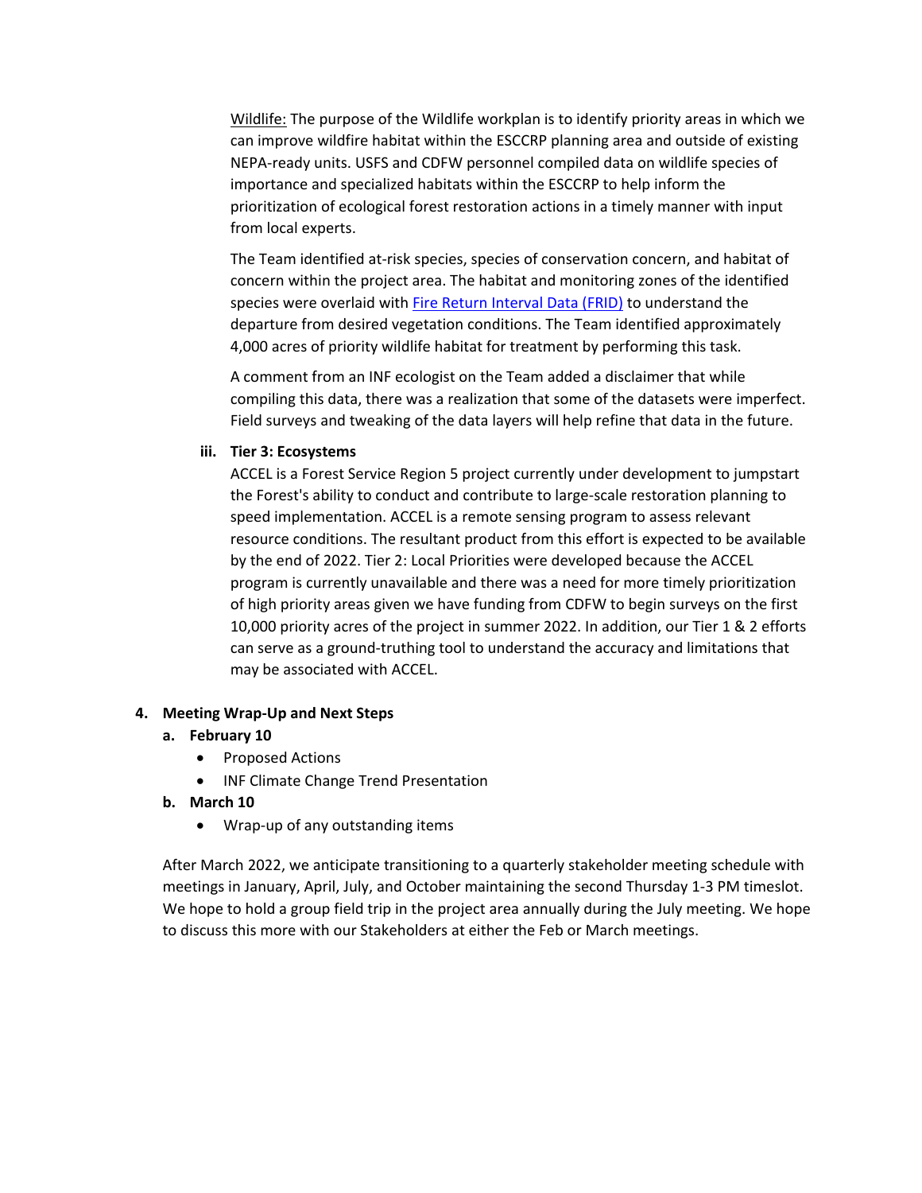Wildlife: The purpose of the Wildlife workplan is to identify priority areas in which we can improve wildfire habitat within the ESCCRP planning area and outside of existing NEPA-ready units. USFS and CDFW personnel compiled data on wildlife species of importance and specialized habitats within the ESCCRP to help inform the prioritization of ecological forest restoration actions in a timely manner with input from local experts.

The Team identified at-risk species, species of conservation concern, and habitat of concern within the project area. The habitat and monitoring zones of the identified species were overlaid with [Fire Return Interval Data (FRID)] to understand the departure from desired vegetation conditions. The Team identified approximately 4,000 acres of priority wildlife habitat for treatment by performing this task.

A comment from an INF ecologist on the Team added a disclaimer that while compiling this data, there was a realization that some of the datasets were imperfect. Field surveys and tweaking of the data layers will help refine that data in the future.

**iii. Tier 3: Ecosystems**

ACCEL is a Forest Service Region 5 project currently under development to jumpstart the Forest's ability to conduct and contribute to large-scale restoration planning to speed implementation. ACCEL is a remote sensing program to assess relevant resource conditions. The resultant product from this effort is expected to be available by the end of 2022. Tier 2: Local Priorities were developed because the ACCEL program is currently unavailable and there was a need for more timely prioritization of high priority areas given we have funding from CDFW to begin surveys on the first 10,000 priority acres of the project in summer 2022. In addition, our Tier 1 & 2 efforts can serve as a ground-truthing tool to understand the accuracy and limitations that may be associated with ACCEL.

**4. Meeting Wrap-Up and Next Steps**

**a. February 10**

- Proposed Actions
- INF Climate Change Trend Presentation

**b. March 10**

- Wrap-up of any outstanding items

After March 2022, we anticipate transitioning to a quarterly stakeholder meeting schedule with meetings in January, April, July, and October maintaining the second Thursday 1-3 PM timeslot. We hope to hold a group field trip in the project area annually during the July meeting. We hope to discuss this more with our Stakeholders at either the Feb or March meetings.